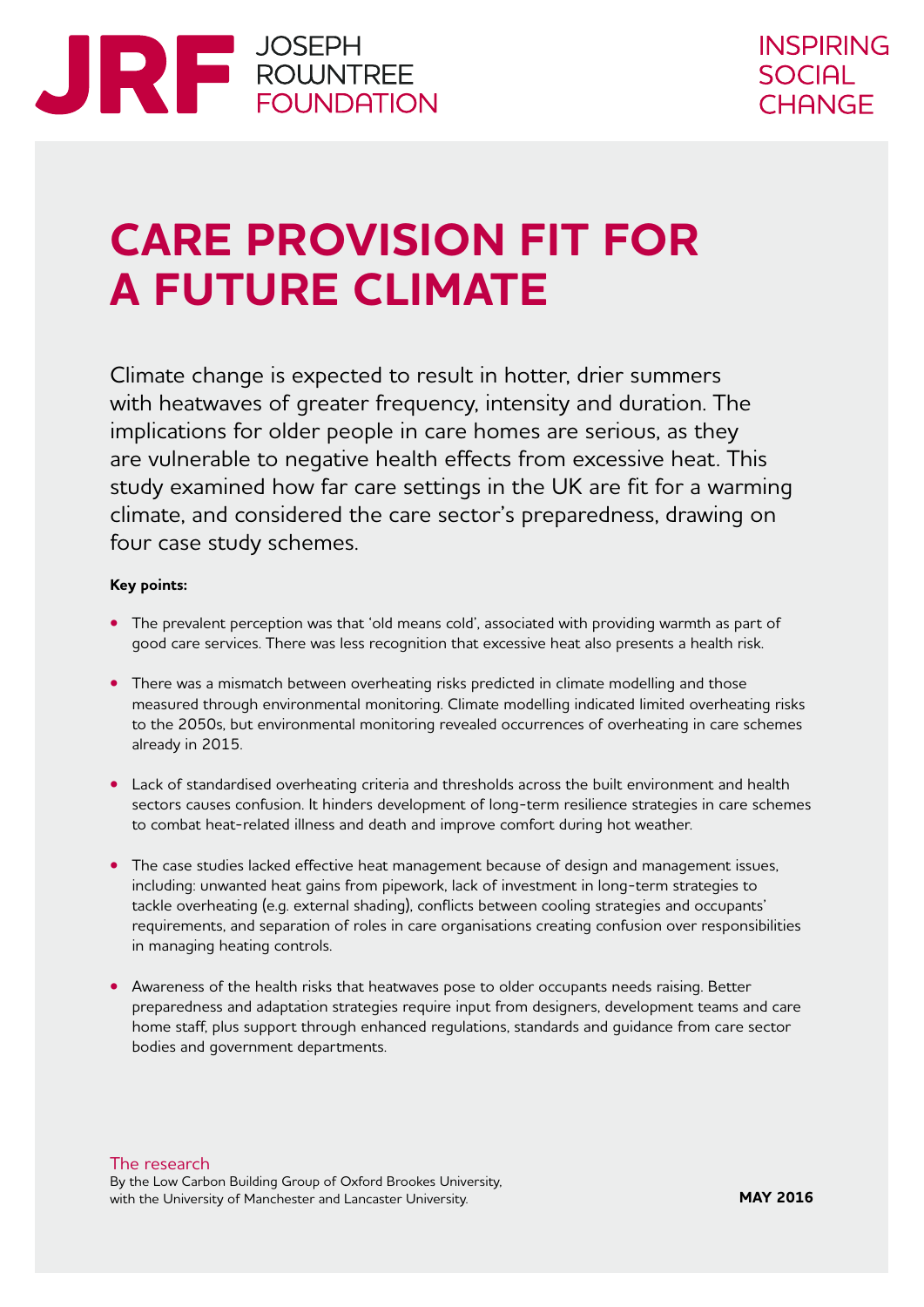JRF JOSEPH ROWNTREE FOUNDATION

INSPIRING SOCIAL CHANGE

# CARE PROVISION FIT FOR A FUTURE CLIMATE

Climate change is expected to result in hotter, drier summers with heatwaves of greater frequency, intensity and duration. The implications for older people in care homes are serious, as they are vulnerable to negative health effects from excessive heat. This study examined how far care settings in the UK are fit for a warming climate, and considered the care sector's preparedness, drawing on four case study schemes.

**Key points:**

- The prevalent perception was that 'old means cold', associated with providing warmth as part of good care services. There was less recognition that excessive heat also presents a health risk.
- There was a mismatch between overheating risks predicted in climate modelling and those measured through environmental monitoring. Climate modelling indicated limited overheating risks to the 2050s, but environmental monitoring revealed occurrences of overheating in care schemes already in 2015.
- Lack of standardised overheating criteria and thresholds across the built environment and health sectors causes confusion. It hinders development of long-term resilience strategies in care schemes to combat heat-related illness and death and improve comfort during hot weather.
- The case studies lacked effective heat management because of design and management issues, including: unwanted heat gains from pipework, lack of investment in long-term strategies to tackle overheating (e.g. external shading), conflicts between cooling strategies and occupants' requirements, and separation of roles in care organisations creating confusion over responsibilities in managing heating controls.
- Awareness of the health risks that heatwaves pose to older occupants needs raising. Better preparedness and adaptation strategies require input from designers, development teams and care home staff, plus support through enhanced regulations, standards and guidance from care sector bodies and government departments.

The research

By the Low Carbon Building Group of Oxford Brookes University, with the University of Manchester and Lancaster University.

**MAY 2016**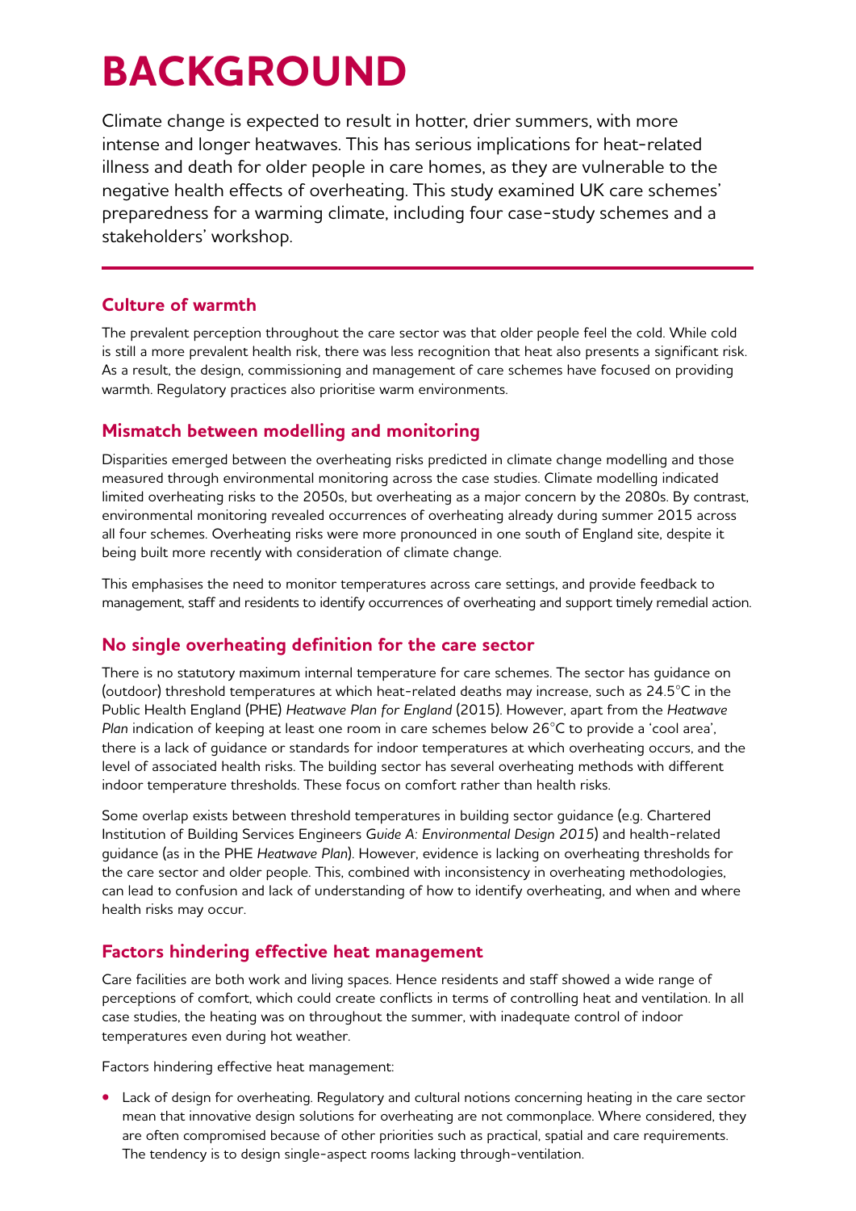# BACKGROUND

Climate change is expected to result in hotter, drier summers, with more intense and longer heatwaves. This has serious implications for heat-related illness and death for older people in care homes, as they are vulnerable to the negative health effects of overheating. This study examined UK care schemes' preparedness for a warming climate, including four case-study schemes and a stakeholders' workshop.

## Culture of warmth

The prevalent perception throughout the care sector was that older people feel the cold. While cold is still a more prevalent health risk, there was less recognition that heat also presents a significant risk. As a result, the design, commissioning and management of care schemes have focused on providing warmth. Regulatory practices also prioritise warm environments.

## Mismatch between modelling and monitoring

Disparities emerged between the overheating risks predicted in climate change modelling and those measured through environmental monitoring across the case studies. Climate modelling indicated limited overheating risks to the 2050s, but overheating as a major concern by the 2080s. By contrast, environmental monitoring revealed occurrences of overheating already during summer 2015 across all four schemes. Overheating risks were more pronounced in one south of England site, despite it being built more recently with consideration of climate change.

This emphasises the need to monitor temperatures across care settings, and provide feedback to management, staff and residents to identify occurrences of overheating and support timely remedial action.

## No single overheating definition for the care sector

There is no statutory maximum internal temperature for care schemes. The sector has guidance on (outdoor) threshold temperatures at which heat-related deaths may increase, such as 24.5°C in the Public Health England (PHE) *Heatwave Plan for England* (2015). However, apart from the *Heatwave Plan* indication of keeping at least one room in care schemes below 26°C to provide a 'cool area', there is a lack of guidance or standards for indoor temperatures at which overheating occurs, and the level of associated health risks. The building sector has several overheating methods with different indoor temperature thresholds. These focus on comfort rather than health risks.

Some overlap exists between threshold temperatures in building sector guidance (e.g. Chartered Institution of Building Services Engineers *Guide A: Environmental Design 2015*) and health-related guidance (as in the PHE *Heatwave Plan*). However, evidence is lacking on overheating thresholds for the care sector and older people. This, combined with inconsistency in overheating methodologies, can lead to confusion and lack of understanding of how to identify overheating, and when and where health risks may occur.

## Factors hindering effective heat management

Care facilities are both work and living spaces. Hence residents and staff showed a wide range of perceptions of comfort, which could create conflicts in terms of controlling heat and ventilation. In all case studies, the heating was on throughout the summer, with inadequate control of indoor temperatures even during hot weather.

Factors hindering effective heat management:

- Lack of design for overheating. Regulatory and cultural notions concerning heating in the care sector mean that innovative design solutions for overheating are not commonplace. Where considered, they are often compromised because of other priorities such as practical, spatial and care requirements. The tendency is to design single-aspect rooms lacking through-ventilation.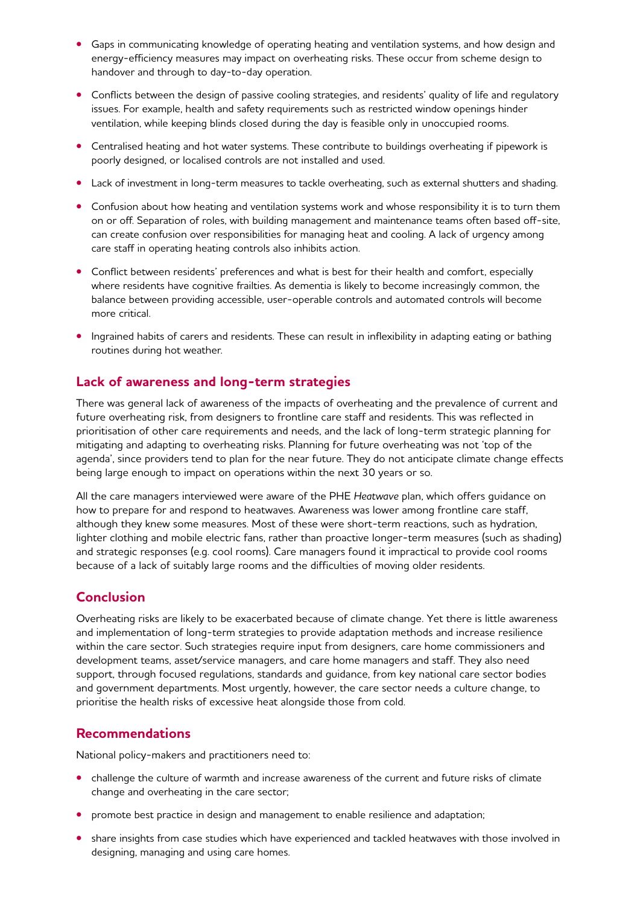- Gaps in communicating knowledge of operating heating and ventilation systems, and how design and energy-efficiency measures may impact on overheating risks. These occur from scheme design to handover and through to day-to-day operation.
- Conflicts between the design of passive cooling strategies, and residents' quality of life and regulatory issues. For example, health and safety requirements such as restricted window openings hinder ventilation, while keeping blinds closed during the day is feasible only in unoccupied rooms.
- Centralised heating and hot water systems. These contribute to buildings overheating if pipework is poorly designed, or localised controls are not installed and used.
- Lack of investment in long-term measures to tackle overheating, such as external shutters and shading.
- Confusion about how heating and ventilation systems work and whose responsibility it is to turn them on or off. Separation of roles, with building management and maintenance teams often based off-site, can create confusion over responsibilities for managing heat and cooling. A lack of urgency among care staff in operating heating controls also inhibits action.
- Conflict between residents' preferences and what is best for their health and comfort, especially where residents have cognitive frailties. As dementia is likely to become increasingly common, the balance between providing accessible, user-operable controls and automated controls will become more critical.
- Ingrained habits of carers and residents. These can result in inflexibility in adapting eating or bathing routines during hot weather.

## Lack of awareness and long-term strategies

There was general lack of awareness of the impacts of overheating and the prevalence of current and future overheating risk, from designers to frontline care staff and residents. This was reflected in prioritisation of other care requirements and needs, and the lack of long-term strategic planning for mitigating and adapting to overheating risks. Planning for future overheating was not 'top of the agenda', since providers tend to plan for the near future. They do not anticipate climate change effects being large enough to impact on operations within the next 30 years or so.

All the care managers interviewed were aware of the PHE *Heatwave* plan, which offers guidance on how to prepare for and respond to heatwaves. Awareness was lower among frontline care staff, although they knew some measures. Most of these were short-term reactions, such as hydration, lighter clothing and mobile electric fans, rather than proactive longer-term measures (such as shading) and strategic responses (e.g. cool rooms). Care managers found it impractical to provide cool rooms because of a lack of suitably large rooms and the difficulties of moving older residents.

## Conclusion

Overheating risks are likely to be exacerbated because of climate change. Yet there is little awareness and implementation of long-term strategies to provide adaptation methods and increase resilience within the care sector. Such strategies require input from designers, care home commissioners and development teams, asset/service managers, and care home managers and staff. They also need support, through focused regulations, standards and guidance, from key national care sector bodies and government departments. Most urgently, however, the care sector needs a culture change, to prioritise the health risks of excessive heat alongside those from cold.

## Recommendations

National policy-makers and practitioners need to:

- challenge the culture of warmth and increase awareness of the current and future risks of climate change and overheating in the care sector;
- promote best practice in design and management to enable resilience and adaptation;
- share insights from case studies which have experienced and tackled heatwaves with those involved in designing, managing and using care homes.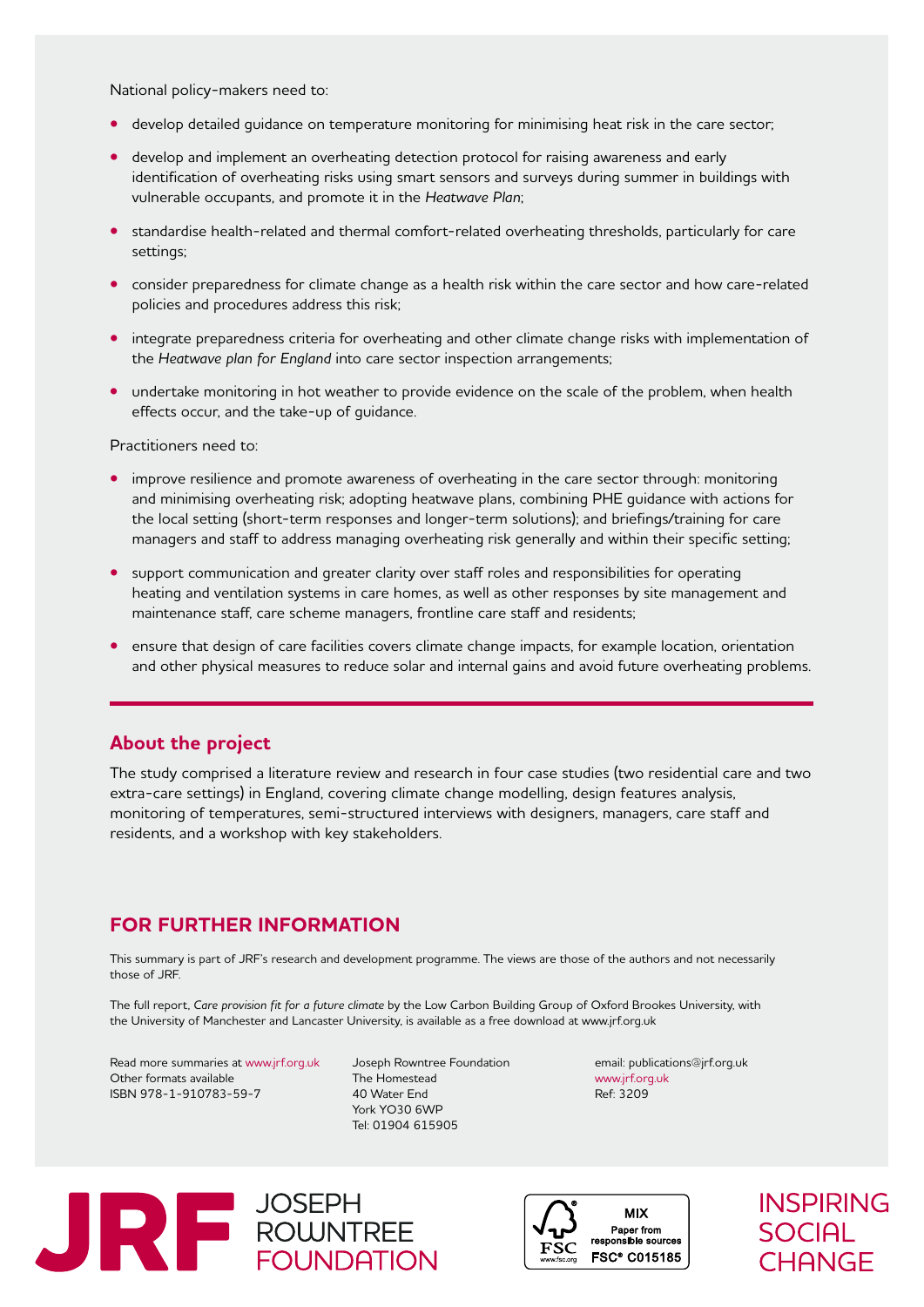National policy-makers need to:

- develop detailed guidance on temperature monitoring for minimising heat risk in the care sector;
- develop and implement an overheating detection protocol for raising awareness and early identification of overheating risks using smart sensors and surveys during summer in buildings with vulnerable occupants, and promote it in the *Heatwave Plan*;
- standardise health-related and thermal comfort-related overheating thresholds, particularly for care settings;
- consider preparedness for climate change as a health risk within the care sector and how care-related policies and procedures address this risk;
- integrate preparedness criteria for overheating and other climate change risks with implementation of the *Heatwave plan for England* into care sector inspection arrangements;
- undertake monitoring in hot weather to provide evidence on the scale of the problem, when health effects occur, and the take-up of guidance.

Practitioners need to:

- improve resilience and promote awareness of overheating in the care sector through: monitoring and minimising overheating risk; adopting heatwave plans, combining PHE guidance with actions for the local setting (short-term responses and longer-term solutions); and briefings/training for care managers and staff to address managing overheating risk generally and within their specific setting;
- support communication and greater clarity over staff roles and responsibilities for operating heating and ventilation systems in care homes, as well as other responses by site management and maintenance staff, care scheme managers, frontline care staff and residents;
- ensure that design of care facilities covers climate change impacts, for example location, orientation and other physical measures to reduce solar and internal gains and avoid future overheating problems.

## About the project

The study comprised a literature review and research in four case studies (two residential care and two extra-care settings) in England, covering climate change modelling, design features analysis, monitoring of temperatures, semi-structured interviews with designers, managers, care staff and residents, and a workshop with key stakeholders.

## FOR FURTHER INFORMATION

This summary is part of JRF's research and development programme. The views are those of the authors and not necessarily those of JRF.

The full report, *Care provision fit for a future climate* by the Low Carbon Building Group of Oxford Brookes University, with the University of Manchester and Lancaster University, is available as a free download at www.jrf.org.uk

Read more summaries at www.jrf.org.uk
Other formats available
ISBN 978-1-910783-59-7

Joseph Rowntree Foundation
The Homestead
40 Water End
York YO30 6WP
Tel: 01904 615905

email: publications@jrf.org.uk
www.jrf.org.uk
Ref: 3209

JRF JOSEPH ROWNTREE FOUNDATION

MIX
Paper from responsible sources
FSC® C015185

INSPIRING SOCIAL CHANGE